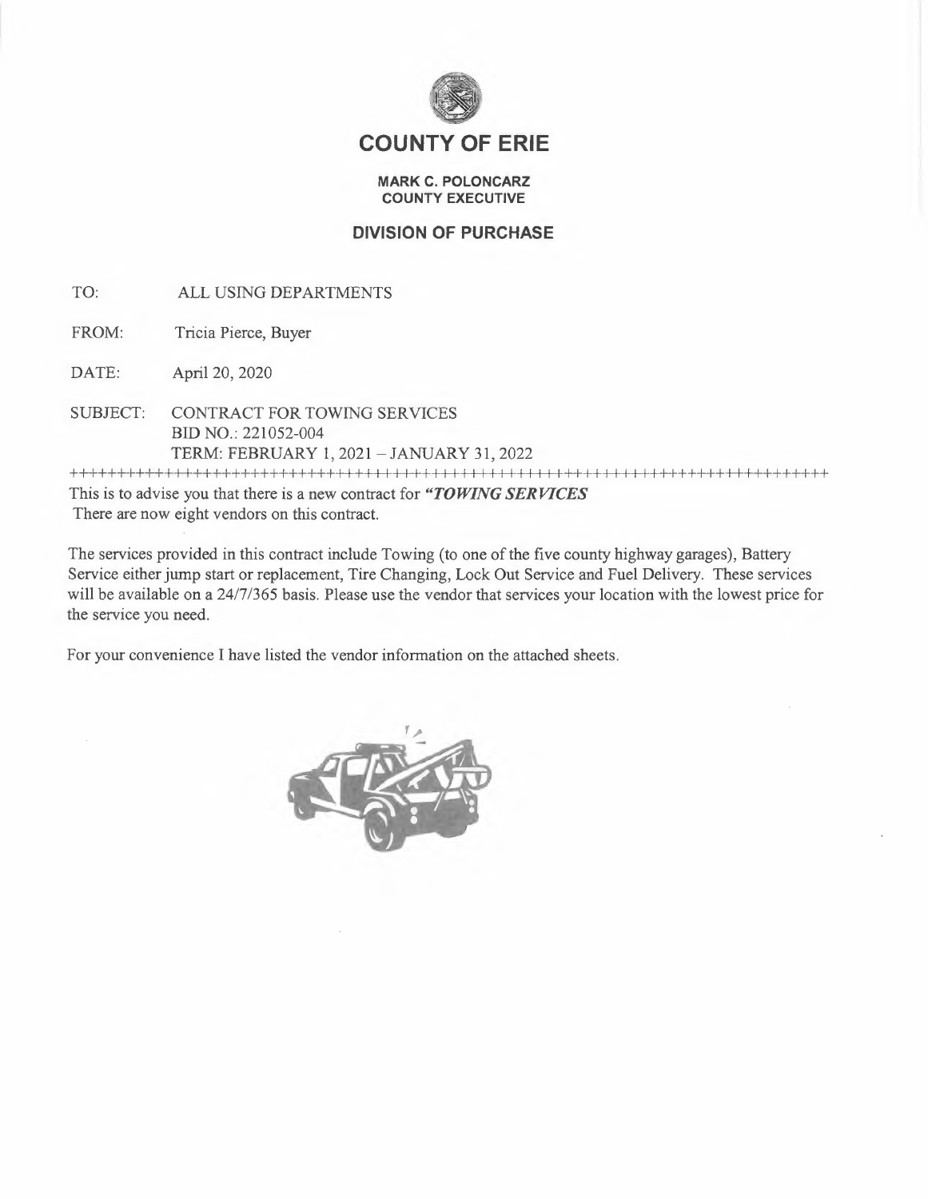# COUNTY OF ERIE

**MARK C. POLONCARZ**
**COUNTY EXECUTIVE**

## DIVISION OF PURCHASE

TO: ALL USING DEPARTMENTS

FROM: Tricia Pierce, Buyer

DATE: April 20, 2020

SUBJECT: CONTRACT FOR TOWING SERVICES
BID NO.: 221052-004
TERM: FEBRUARY 1, 2021 – JANUARY 31, 2022

++++++++++++++++++++++++++++++++++++++++++++++++++++++++++++++++++++++++++++++++++++

This is to advise you that there is a new contract for ***"TOWING SERVICES***
There are now eight vendors on this contract.

The services provided in this contract include Towing (to one of the five county highway garages), Battery Service either jump start or replacement, Tire Changing, Lock Out Service and Fuel Delivery. These services will be available on a 24/7/365 basis. Please use the vendor that services your location with the lowest price for the service you need.

For your convenience I have listed the vendor information on the attached sheets.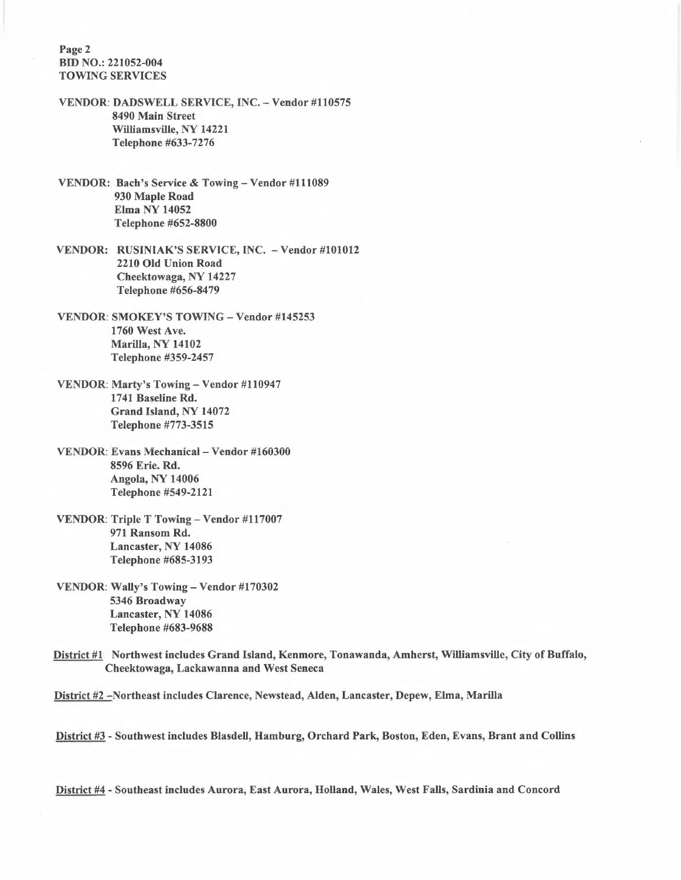**Page 2**
**BID NO.: 221052-004**
**TOWING SERVICES**

**VENDOR: DADSWELL SERVICE, INC. – Vendor #110575**
**8490 Main Street**
**Williamsville, NY 14221**
**Telephone #633-7276**

**VENDOR: Bach's Service & Towing – Vendor #111089**
**930 Maple Road**
**Elma NY 14052**
**Telephone #652-8800**

**VENDOR: RUSINIAK'S SERVICE, INC. – Vendor #101012**
**2210 Old Union Road**
**Cheektowaga, NY 14227**
**Telephone #656-8479**

**VENDOR: SMOKEY'S TOWING – Vendor #145253**
**1760 West Ave.**
**Marilla, NY 14102**
**Telephone #359-2457**

**VENDOR: Marty's Towing – Vendor #110947**
**1741 Baseline Rd.**
**Grand Island, NY 14072**
**Telephone #773-3515**

**VENDOR: Evans Mechanical – Vendor #160300**
**8596 Erie. Rd.**
**Angola, NY 14006**
**Telephone #549-2121**

**VENDOR: Triple T Towing – Vendor #117007**
**971 Ransom Rd.**
**Lancaster, NY 14086**
**Telephone #685-3193**

**VENDOR: Wally's Towing – Vendor #170302**
**5346 Broadway**
**Lancaster, NY 14086**
**Telephone #683-9688**

**District #1** **Northwest includes Grand Island, Kenmore, Tonawanda, Amherst, Williamsville, City of Buffalo, Cheektowaga, Lackawanna and West Seneca**

**District #2 –Northeast includes Clarence, Newstead, Alden, Lancaster, Depew, Elma, Marilla**

**District #3 - Southwest includes Blasdell, Hamburg, Orchard Park, Boston, Eden, Evans, Brant and Collins**

**District #4 - Southeast includes Aurora, East Aurora, Holland, Wales, West Falls, Sardinia and Concord**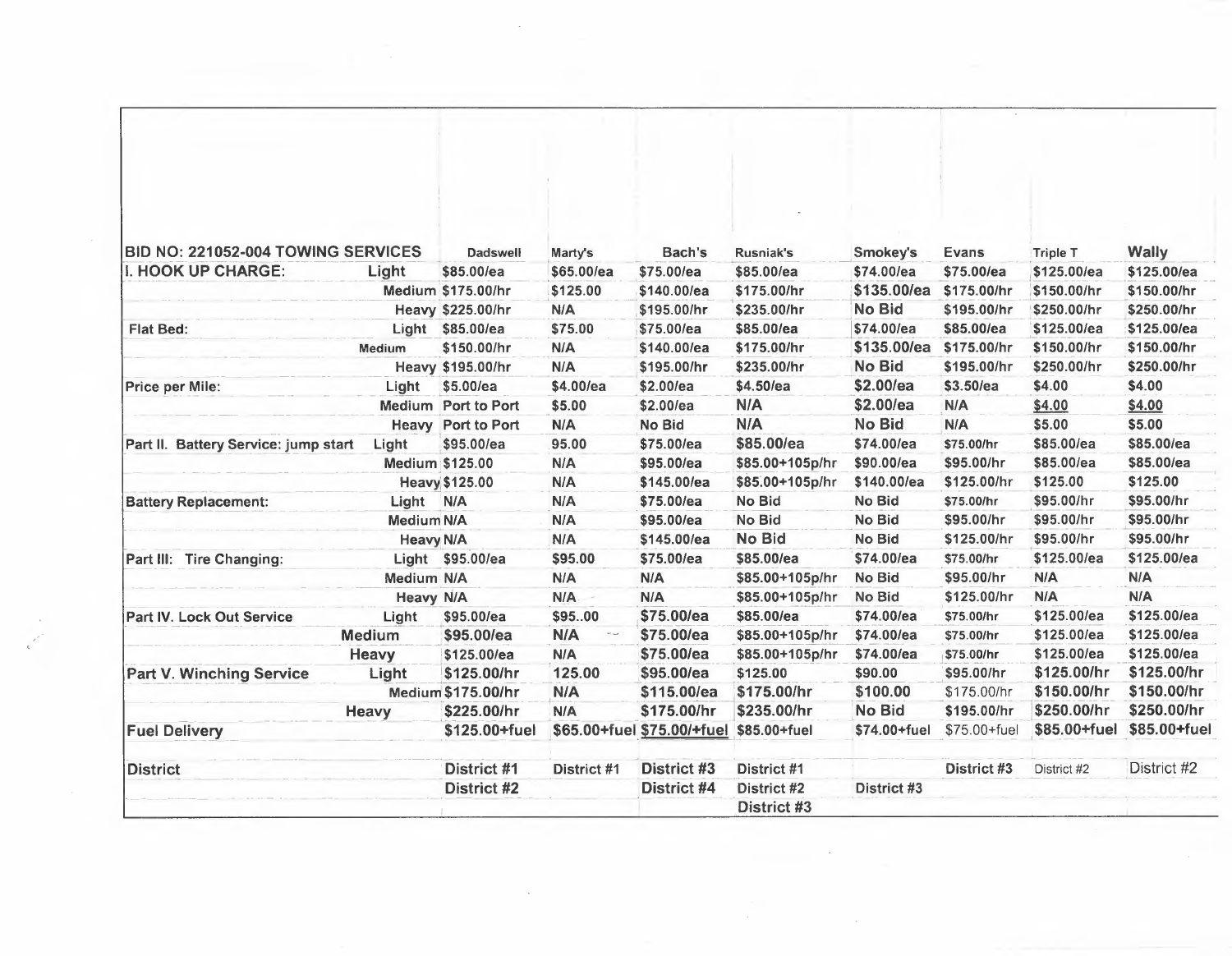| BID NO: 221052-004 TOWING SERVICES | | Dadswell | Marty's | Bach's | Rusniak's | Smokey's | Evans | Triple T | Wally |
|---|---|---|---|---|---|---|---|---|---|
| I. HOOK UP CHARGE: | Light | $85.00/ea | $65.00/ea | $75.00/ea | $85.00/ea | $74.00/ea | $75.00/ea | $125.00/ea | $125.00/ea |
| | Medium | $175.00/hr | $125.00 | $140.00/ea | $175.00/hr | $135.00/ea | $175.00/hr | $150.00/hr | $150.00/hr |
| | Heavy | $225.00/hr | N/A | $195.00/hr | $235.00/hr | No Bid | $195.00/hr | $250.00/hr | $250.00/hr |
| Flat Bed: | Light | $85.00/ea | $75.00 | $75.00/ea | $85.00/ea | $74.00/ea | $85.00/ea | $125.00/ea | $125.00/ea |
| | Medium | $150.00/hr | N/A | $140.00/ea | $175.00/hr | $135.00/ea | $175.00/hr | $150.00/hr | $150.00/hr |
| | Heavy | $195.00/hr | N/A | $195.00/hr | $235.00/hr | No Bid | $195.00/hr | $250.00/hr | $250.00/hr |
| Price per Mile: | Light | $5.00/ea | $4.00/ea | $2.00/ea | $4.50/ea | $2.00/ea | $3.50/ea | $4.00 | $4.00 |
| | Medium | Port to Port | $5.00 | $2.00/ea | N/A | $2.00/ea | N/A | $4.00 | $4.00 |
| | Heavy | Port to Port | N/A | No Bid | N/A | No Bid | N/A | $5.00 | $5.00 |
| Part II. Battery Service: jump start | Light | $95.00/ea | 95.00 | $75.00/ea | $85.00/ea | $74.00/ea | $75.00/hr | $85.00/ea | $85.00/ea |
| | Medium | $125.00 | N/A | $95.00/ea | $85.00+105p/hr | $90.00/ea | $95.00/hr | $85.00/ea | $85.00/ea |
| | Heavy | $125.00 | N/A | $145.00/ea | $85.00+105p/hr | $140.00/ea | $125.00/hr | $125.00 | $125.00 |
| Battery Replacement: | Light | N/A | N/A | $75.00/ea | No Bid | No Bid | $75.00/hr | $95.00/hr | $95.00/hr |
| | Medium | N/A | N/A | $95.00/ea | No Bid | No Bid | $95.00/hr | $95.00/hr | $95.00/hr |
| | Heavy | N/A | N/A | $145.00/ea | No Bid | No Bid | $125.00/hr | $95.00/hr | $95.00/hr |
| Part III: Tire Changing: | Light | $95.00/ea | $95.00 | $75.00/ea | $85.00/ea | $74.00/ea | $75.00/hr | $125.00/ea | $125.00/ea |
| | Medium | N/A | N/A | N/A | $85.00+105p/hr | No Bid | $95.00/hr | N/A | N/A |
| | Heavy | N/A | N/A | N/A | $85.00+105p/hr | No Bid | $125.00/hr | N/A | N/A |
| Part IV. Lock Out Service | Light | $95.00/ea | $95..00 | $75.00/ea | $85.00/ea | $74.00/ea | $75.00/hr | $125.00/ea | $125.00/ea |
| | Medium | $95.00/ea | N/A | $75.00/ea | $85.00+105p/hr | $74.00/ea | $75.00/hr | $125.00/ea | $125.00/ea |
| | Heavy | $125.00/ea | N/A | $75.00/ea | $85.00+105p/hr | $74.00/ea | $75.00/hr | $125.00/ea | $125.00/ea |
| Part V. Winching Service | Light | $125.00/hr | 125.00 | $95.00/ea | $125.00 | $90.00 | $95.00/hr | $125.00/hr | $125.00/hr |
| | Medium | $175.00/hr | N/A | $115.00/ea | $175.00/hr | $100.00 | $175.00/hr | $150.00/hr | $150.00/hr |
| | Heavy | $225.00/hr | N/A | $175.00/hr | $235.00/hr | No Bid | $195.00/hr | $250.00/hr | $250.00/hr |
| Fuel Delivery | | $125.00+fuel | $65.00+fuel | $75.00/+fuel | $85.00+fuel | $74.00+fuel | $75.00+fuel | $85.00+fuel | $85.00+fuel |
| | | | | | | | | | |
| District | | District #1 | District #1 | District #3 | District #1 | | District #3 | District #2 | District #2 |
| | | District #2 | | District #4 | District #2 | District #3 | | | |
| | | | | | District #3 | | | | |